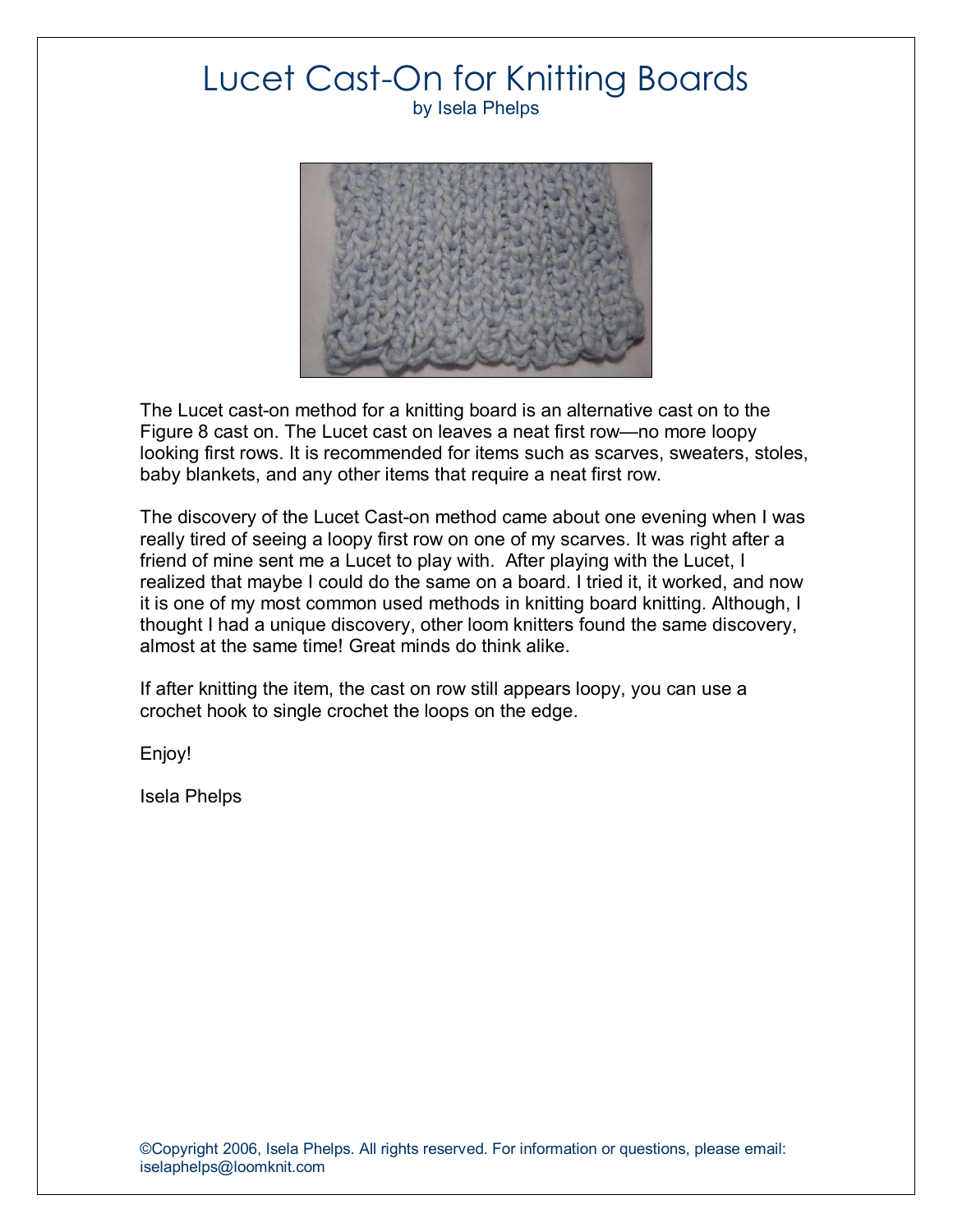# Lucet Cast-On for Knitting Boards

by Isela Phelps

The Lucet cast-on method for a knitting board is an alternative cast on to the Figure 8 cast on. The Lucet cast on leaves a neat first row—no more loopy looking first rows. It is recommended for items such as scarves, sweaters, stoles, baby blankets, and any other items that require a neat first row.

The discovery of the Lucet Cast-on method came about one evening when I was really tired of seeing a loopy first row on one of my scarves. It was right after a friend of mine sent me a Lucet to play with. After playing with the Lucet, I realized that maybe I could do the same on a board. I tried it, it worked, and now it is one of my most common used methods in knitting board knitting. Although, I thought I had a unique discovery, other loom knitters found the same discovery, almost at the same time! Great minds do think alike.

If after knitting the item, the cast on row still appears loopy, you can use a crochet hook to single crochet the loops on the edge.

Enjoy!

Isela Phelps

©Copyright 2006, Isela Phelps. All rights reserved. For information or questions, please email: iselaphelps@loomknit.com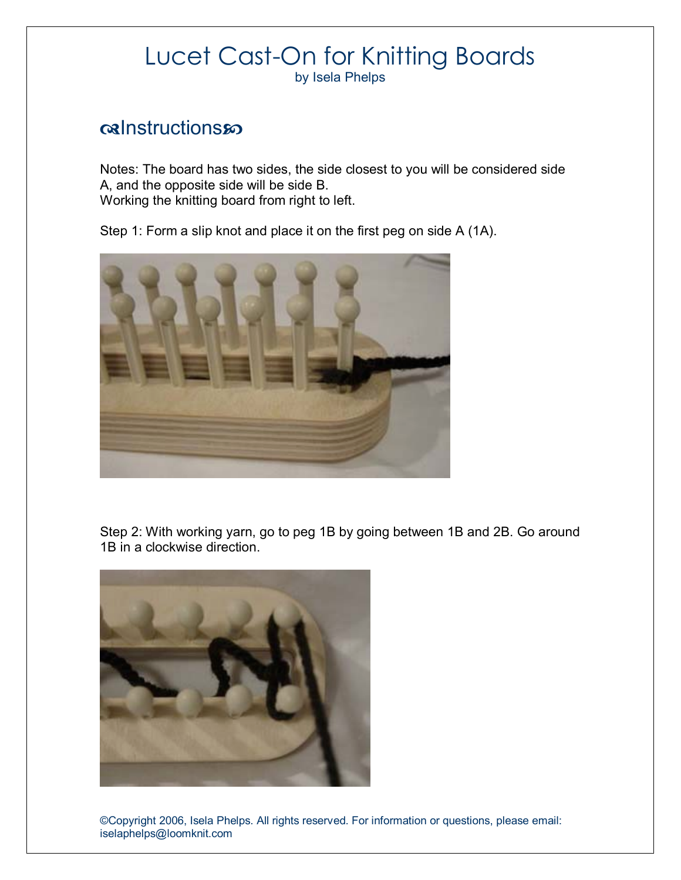# Lucet Cast-On for Knitting Boards

by Isela Phelps

## ᏊInstructions₰

Notes: The board has two sides, the side closest to you will be considered side A, and the opposite side will be side B.
Working the knitting board from right to left.

Step 1: Form a slip knot and place it on the first peg on side A (1A).

Step 2: With working yarn, go to peg 1B by going between 1B and 2B. Go around 1B in a clockwise direction.

©Copyright 2006, Isela Phelps. All rights reserved. For information or questions, please email: iselaphelps@loomknit.com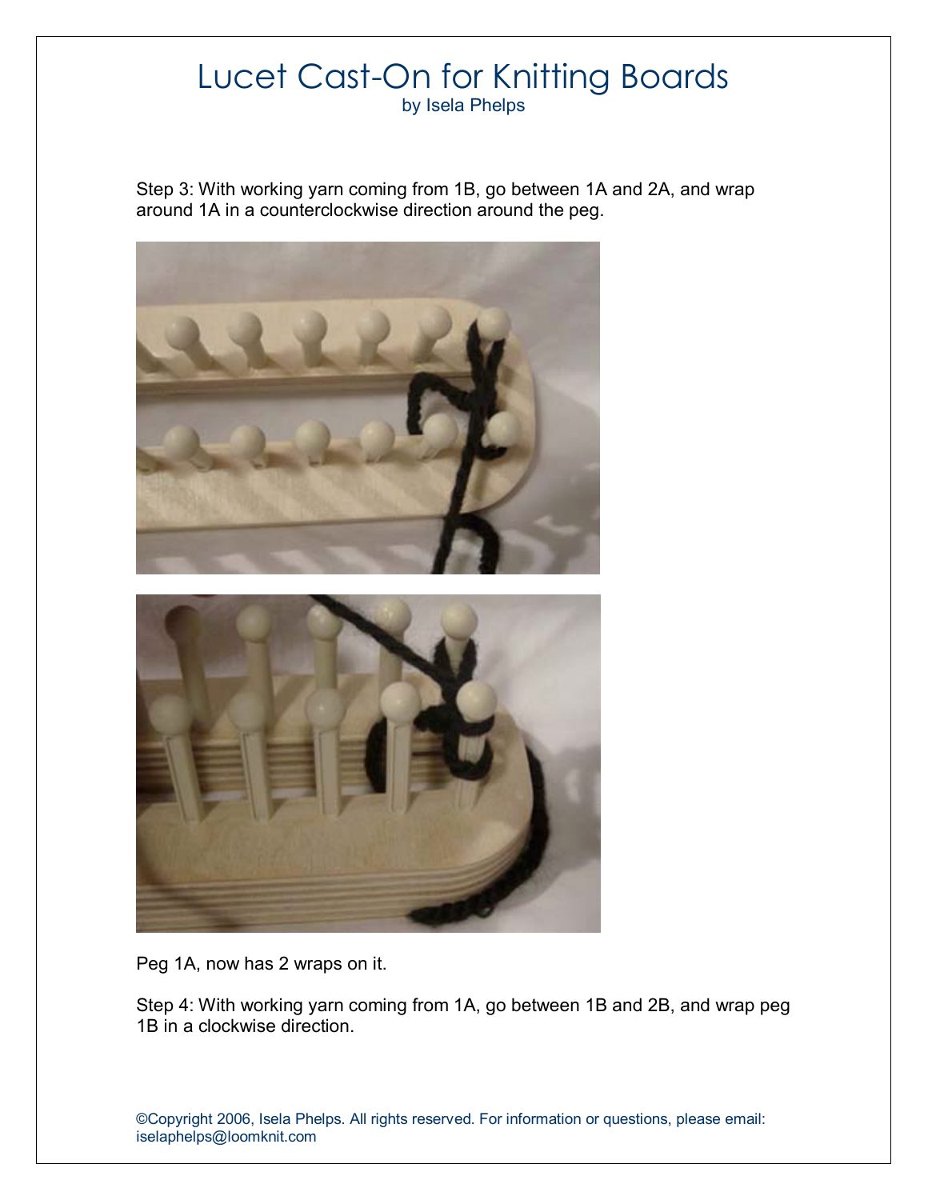# Lucet Cast-On for Knitting Boards

by Isela Phelps

Step 3: With working yarn coming from 1B, go between 1A and 2A, and wrap around 1A in a counterclockwise direction around the peg.

Peg 1A, now has 2 wraps on it.

Step 4: With working yarn coming from 1A, go between 1B and 2B, and wrap peg 1B in a clockwise direction.

©Copyright 2006, Isela Phelps. All rights reserved. For information or questions, please email: iselaphelps@loomknit.com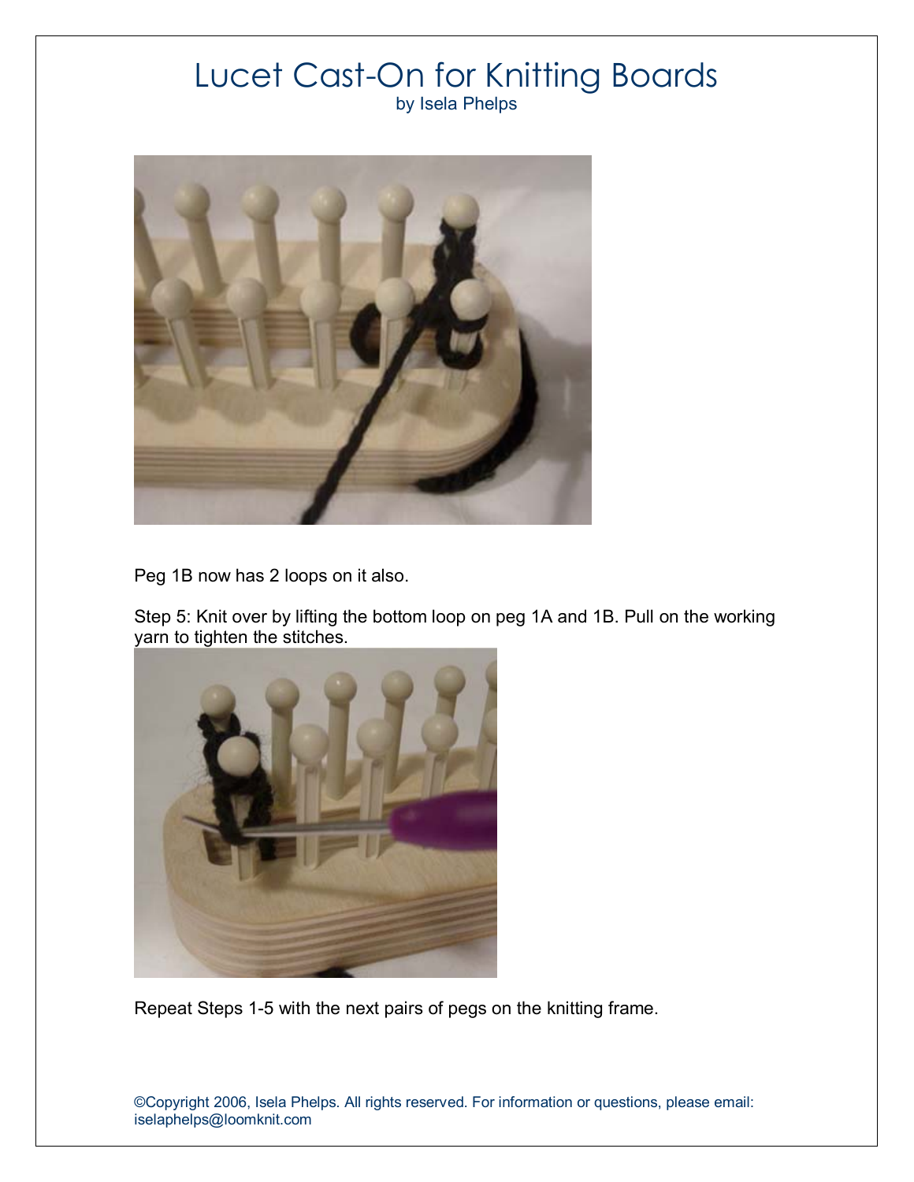# Lucet Cast-On for Knitting Boards

by Isela Phelps

Peg 1B now has 2 loops on it also.

Step 5: Knit over by lifting the bottom loop on peg 1A and 1B. Pull on the working yarn to tighten the stitches.

Repeat Steps 1-5 with the next pairs of pegs on the knitting frame.

©Copyright 2006, Isela Phelps. All rights reserved. For information or questions, please email: iselaphelps@loomknit.com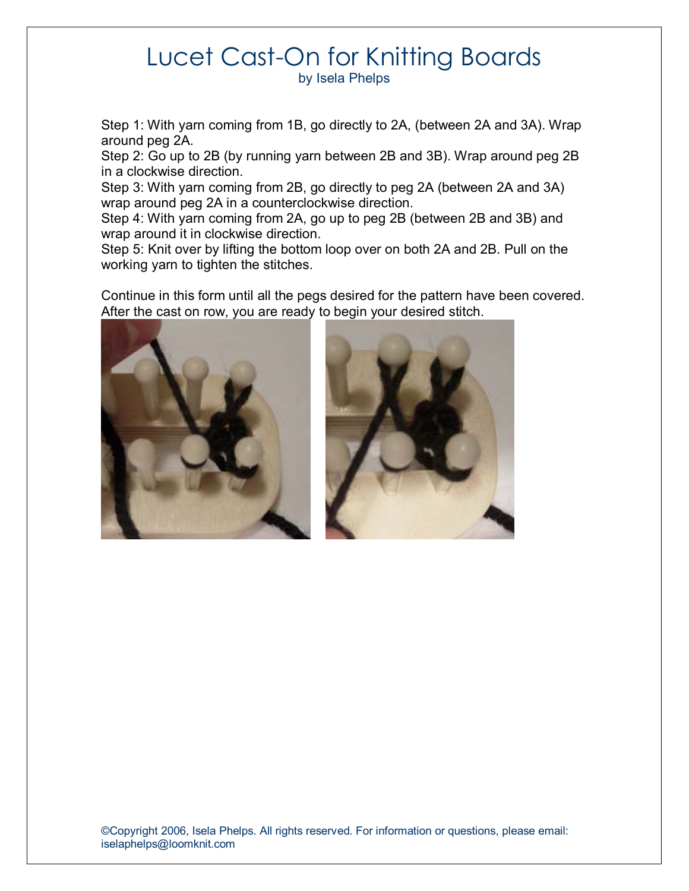# Lucet Cast-On for Knitting Boards

by Isela Phelps

Step 1: With yarn coming from 1B, go directly to 2A, (between 2A and 3A). Wrap around peg 2A.
Step 2: Go up to 2B (by running yarn between 2B and 3B). Wrap around peg 2B in a clockwise direction.
Step 3: With yarn coming from 2B, go directly to peg 2A (between 2A and 3A) wrap around peg 2A in a counterclockwise direction.
Step 4: With yarn coming from 2A, go up to peg 2B (between 2B and 3B) and wrap around it in clockwise direction.
Step 5: Knit over by lifting the bottom loop over on both 2A and 2B. Pull on the working yarn to tighten the stitches.

Continue in this form until all the pegs desired for the pattern have been covered. After the cast on row, you are ready to begin your desired stitch.

©Copyright 2006, Isela Phelps. All rights reserved. For information or questions, please email: iselaphelps@loomknit.com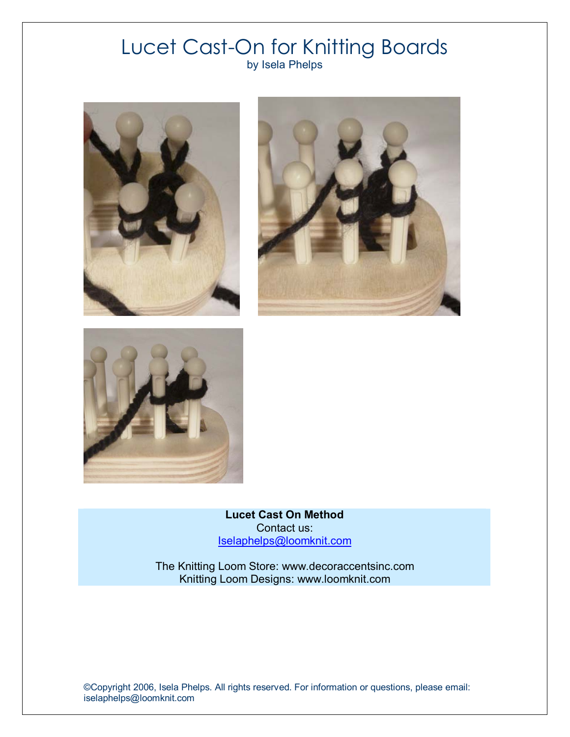# Lucet Cast-On for Knitting Boards

by Isela Phelps

**Lucet Cast On Method**

Contact us:

Iselaphelps@loomknit.com

The Knitting Loom Store: www.decoraccentsinc.com

Knitting Loom Designs: www.loomknit.com

©Copyright 2006, Isela Phelps. All rights reserved. For information or questions, please email: iselaphelps@loomknit.com